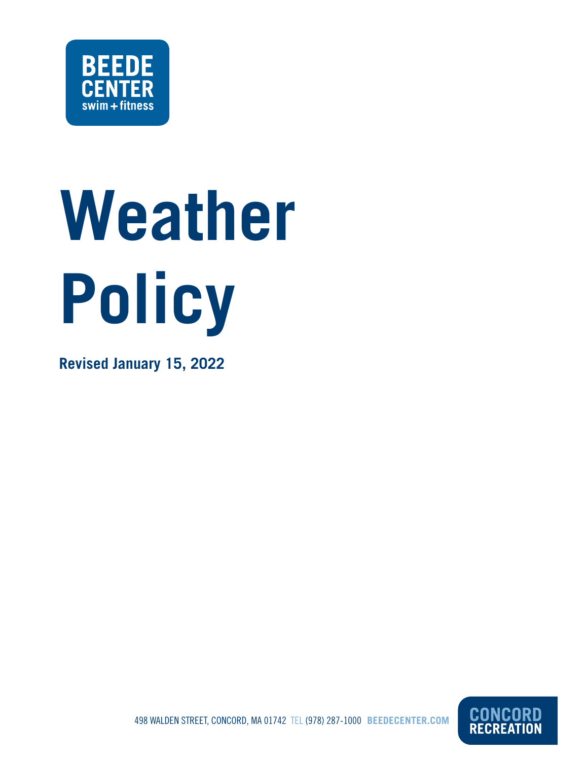BEEDE CENTER swim + fitness

# Weather Policy

**Revised January 15, 2022**

498 WALDEN STREET, CONCORD, MA 01742 TEL (978) 287-1000 **BEEDECENTER.COM**

CONCORD RECREATION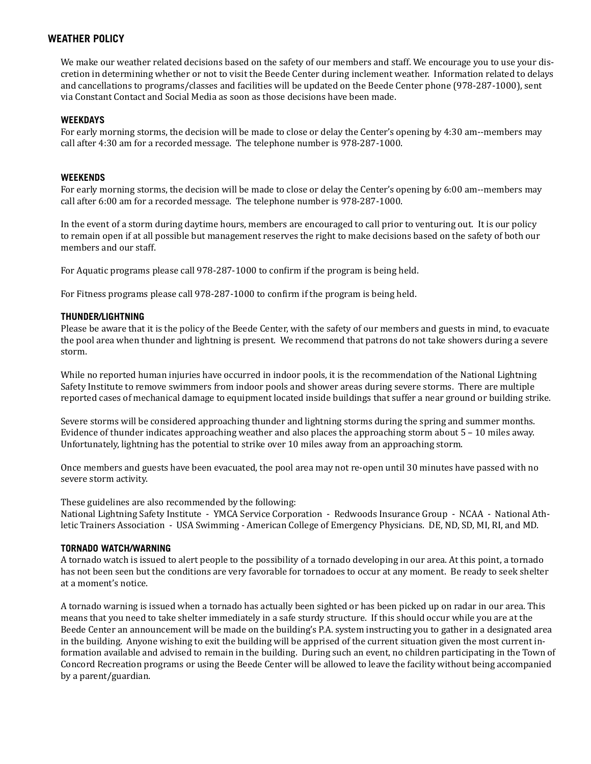## WEATHER POLICY

We make our weather related decisions based on the safety of our members and staff. We encourage you to use your discretion in determining whether or not to visit the Beede Center during inclement weather. Information related to delays and cancellations to programs/classes and facilities will be updated on the Beede Center phone (978-287-1000), sent via Constant Contact and Social Media as soon as those decisions have been made.

### WEEKDAYS

For early morning storms, the decision will be made to close or delay the Center's opening by 4:30 am--members may call after 4:30 am for a recorded message. The telephone number is 978-287-1000.

### WEEKENDS

For early morning storms, the decision will be made to close or delay the Center's opening by 6:00 am--members may call after 6:00 am for a recorded message. The telephone number is 978-287-1000.

In the event of a storm during daytime hours, members are encouraged to call prior to venturing out. It is our policy to remain open if at all possible but management reserves the right to make decisions based on the safety of both our members and our staff.

For Aquatic programs please call 978-287-1000 to confirm if the program is being held.

For Fitness programs please call 978-287-1000 to confirm if the program is being held.

### THUNDER/LIGHTNING

Please be aware that it is the policy of the Beede Center, with the safety of our members and guests in mind, to evacuate the pool area when thunder and lightning is present. We recommend that patrons do not take showers during a severe storm.

While no reported human injuries have occurred in indoor pools, it is the recommendation of the National Lightning Safety Institute to remove swimmers from indoor pools and shower areas during severe storms. There are multiple reported cases of mechanical damage to equipment located inside buildings that suffer a near ground or building strike.

Severe storms will be considered approaching thunder and lightning storms during the spring and summer months. Evidence of thunder indicates approaching weather and also places the approaching storm about 5 – 10 miles away. Unfortunately, lightning has the potential to strike over 10 miles away from an approaching storm.

Once members and guests have been evacuated, the pool area may not re-open until 30 minutes have passed with no severe storm activity.

These guidelines are also recommended by the following:
National Lightning Safety Institute - YMCA Service Corporation - Redwoods Insurance Group - NCAA - National Athletic Trainers Association - USA Swimming - American College of Emergency Physicians. DE, ND, SD, MI, RI, and MD.

### TORNADO WATCH/WARNING

A tornado watch is issued to alert people to the possibility of a tornado developing in our area. At this point, a tornado has not been seen but the conditions are very favorable for tornadoes to occur at any moment. Be ready to seek shelter at a moment's notice.

A tornado warning is issued when a tornado has actually been sighted or has been picked up on radar in our area. This means that you need to take shelter immediately in a safe sturdy structure. If this should occur while you are at the Beede Center an announcement will be made on the building's P.A. system instructing you to gather in a designated area in the building. Anyone wishing to exit the building will be apprised of the current situation given the most current information available and advised to remain in the building. During such an event, no children participating in the Town of Concord Recreation programs or using the Beede Center will be allowed to leave the facility without being accompanied by a parent/guardian.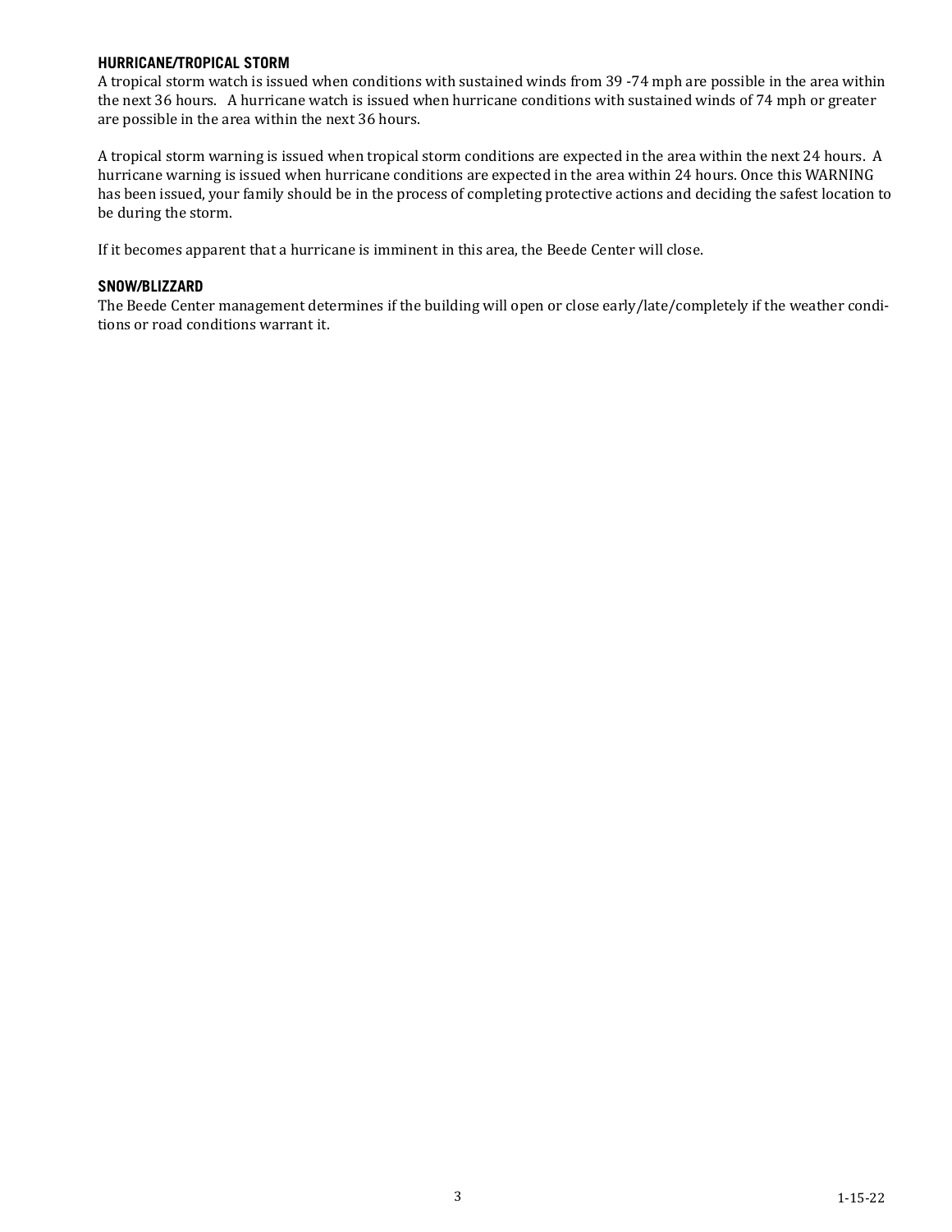### HURRICANE/TROPICAL STORM

A tropical storm watch is issued when conditions with sustained winds from 39 -74 mph are possible in the area within the next 36 hours. A hurricane watch is issued when hurricane conditions with sustained winds of 74 mph or greater are possible in the area within the next 36 hours.

A tropical storm warning is issued when tropical storm conditions are expected in the area within the next 24 hours. A hurricane warning is issued when hurricane conditions are expected in the area within 24 hours. Once this WARNING has been issued, your family should be in the process of completing protective actions and deciding the safest location to be during the storm.

If it becomes apparent that a hurricane is imminent in this area, the Beede Center will close.

### SNOW/BLIZZARD

The Beede Center management determines if the building will open or close early/late/completely if the weather conditions or road conditions warrant it.